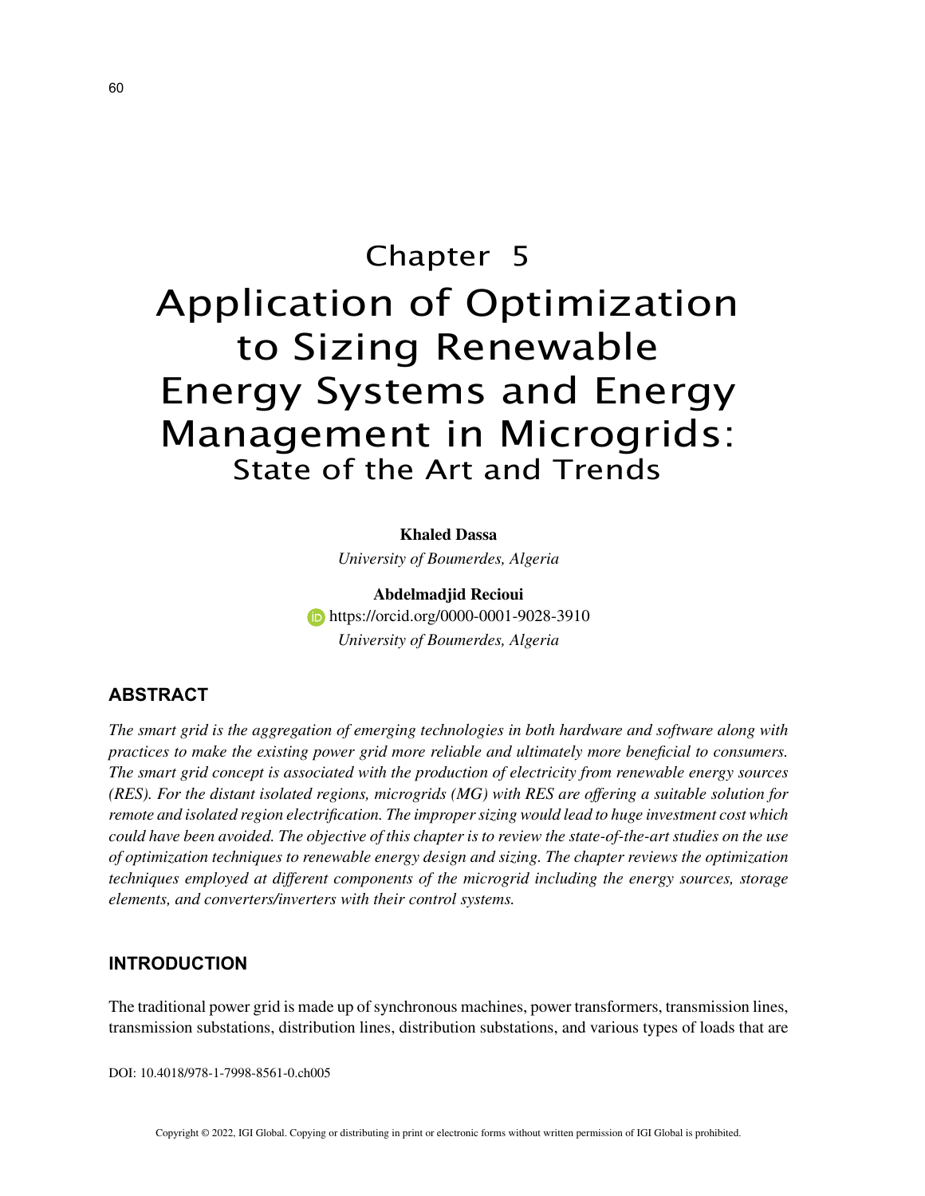# Chapter 5
# Application of Optimization to Sizing Renewable Energy Systems and Energy Management in Microgrids:
## State of the Art and Trends

**Khaled Dassa**
*University of Boumerdes, Algeria*

**Abdelmadjid Recioui**
https://orcid.org/0000-0001-9028-3910
*University of Boumerdes, Algeria*

## ABSTRACT

*The smart grid is the aggregation of emerging technologies in both hardware and software along with practices to make the existing power grid more reliable and ultimately more beneficial to consumers. The smart grid concept is associated with the production of electricity from renewable energy sources (RES). For the distant isolated regions, microgrids (MG) with RES are offering a suitable solution for remote and isolated region electrification. The improper sizing would lead to huge investment cost which could have been avoided. The objective of this chapter is to review the state-of-the-art studies on the use of optimization techniques to renewable energy design and sizing. The chapter reviews the optimization techniques employed at different components of the microgrid including the energy sources, storage elements, and converters/inverters with their control systems.*

## INTRODUCTION

The traditional power grid is made up of synchronous machines, power transformers, transmission lines, transmission substations, distribution lines, distribution substations, and various types of loads that are

DOI: 10.4018/978-1-7998-8561-0.ch005

Copyright © 2022, IGI Global. Copying or distributing in print or electronic forms without written permission of IGI Global is prohibited.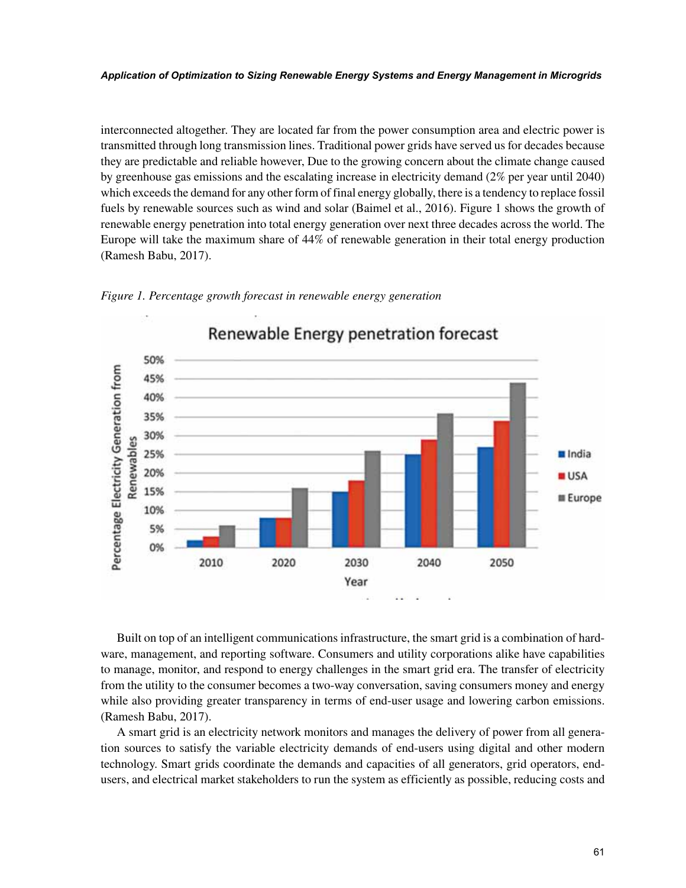interconnected altogether. They are located far from the power consumption area and electric power is transmitted through long transmission lines. Traditional power grids have served us for decades because they are predictable and reliable however, Due to the growing concern about the climate change caused by greenhouse gas emissions and the escalating increase in electricity demand (2% per year until 2040) which exceeds the demand for any other form of final energy globally, there is a tendency to replace fossil fuels by renewable sources such as wind and solar (Baimel et al., 2016). Figure 1 shows the growth of renewable energy penetration into total energy generation over next three decades across the world. The Europe will take the maximum share of 44% of renewable generation in their total energy production (Ramesh Babu, 2017).

*Figure 1. Percentage growth forecast in renewable energy generation*

Built on top of an intelligent communications infrastructure, the smart grid is a combination of hardware, management, and reporting software. Consumers and utility corporations alike have capabilities to manage, monitor, and respond to energy challenges in the smart grid era. The transfer of electricity from the utility to the consumer becomes a two-way conversation, saving consumers money and energy while also providing greater transparency in terms of end-user usage and lowering carbon emissions. (Ramesh Babu, 2017).

A smart grid is an electricity network monitors and manages the delivery of power from all generation sources to satisfy the variable electricity demands of end-users using digital and other modern technology. Smart grids coordinate the demands and capacities of all generators, grid operators, end-users, and electrical market stakeholders to run the system as efficiently as possible, reducing costs and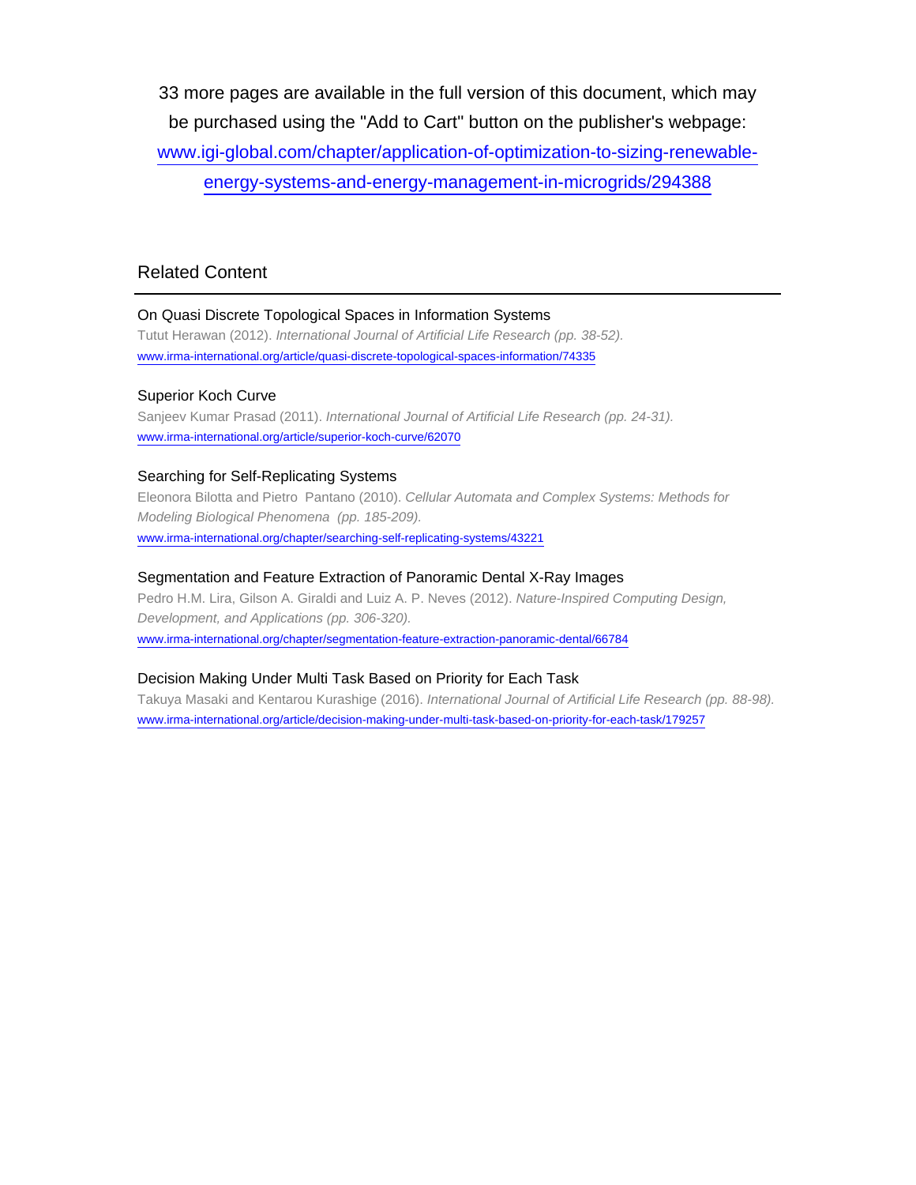33 more pages are available in the full version of this document, which may be purchased using the "Add to Cart" button on the publisher's webpage: [www.igi-global.com/chapter/application-of-optimization-to-sizing-renewable-energy-systems-and-energy-management-in-microgrids/294388](www.igi-global.com/chapter/application-of-optimization-to-sizing-renewable-energy-systems-and-energy-management-in-microgrids/294388)

## Related Content

**On Quasi Discrete Topological Spaces in Information Systems**
Tutut Herawan (2012). *International Journal of Artificial Life Research (pp. 38-52).*
[www.irma-international.org/article/quasi-discrete-topological-spaces-information/74335](www.irma-international.org/article/quasi-discrete-topological-spaces-information/74335)

**Superior Koch Curve**
Sanjeev Kumar Prasad (2011). *International Journal of Artificial Life Research (pp. 24-31).*
[www.irma-international.org/article/superior-koch-curve/62070](www.irma-international.org/article/superior-koch-curve/62070)

**Searching for Self-Replicating Systems**
Eleonora Bilotta and Pietro Pantano (2010). *Cellular Automata and Complex Systems: Methods for Modeling Biological Phenomena (pp. 185-209).*
[www.irma-international.org/chapter/searching-self-replicating-systems/43221](www.irma-international.org/chapter/searching-self-replicating-systems/43221)

**Segmentation and Feature Extraction of Panoramic Dental X-Ray Images**
Pedro H.M. Lira, Gilson A. Giraldi and Luiz A. P. Neves (2012). *Nature-Inspired Computing Design, Development, and Applications (pp. 306-320).*
[www.irma-international.org/chapter/segmentation-feature-extraction-panoramic-dental/66784](www.irma-international.org/chapter/segmentation-feature-extraction-panoramic-dental/66784)

**Decision Making Under Multi Task Based on Priority for Each Task**
Takuya Masaki and Kentarou Kurashige (2016). *International Journal of Artificial Life Research (pp. 88-98).*
[www.irma-international.org/article/decision-making-under-multi-task-based-on-priority-for-each-task/179257](www.irma-international.org/article/decision-making-under-multi-task-based-on-priority-for-each-task/179257)